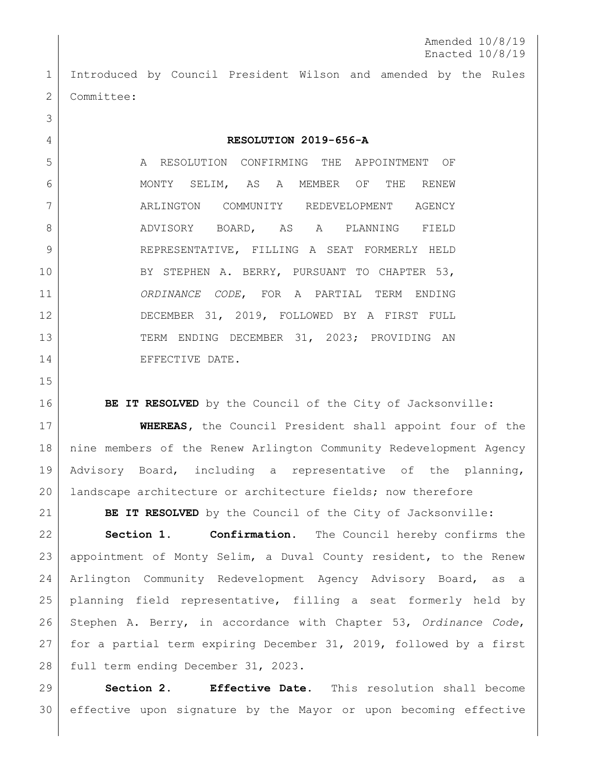Amended 10/8/19
Enacted 10/8/19

Introduced by Council President Wilson and amended by the Rules Committee:

**RESOLUTION 2019-656-A**

A RESOLUTION CONFIRMING THE APPOINTMENT OF MONTY SELIM, AS A MEMBER OF THE RENEW ARLINGTON COMMUNITY REDEVELOPMENT AGENCY ADVISORY BOARD, AS A PLANNING FIELD REPRESENTATIVE, FILLING A SEAT FORMERLY HELD BY STEPHEN A. BERRY, PURSUANT TO CHAPTER 53, *ORDINANCE CODE*, FOR A PARTIAL TERM ENDING DECEMBER 31, 2019, FOLLOWED BY A FIRST FULL TERM ENDING DECEMBER 31, 2023; PROVIDING AN EFFECTIVE DATE.

**BE IT RESOLVED** by the Council of the City of Jacksonville:

**WHEREAS**, the Council President shall appoint four of the nine members of the Renew Arlington Community Redevelopment Agency Advisory Board, including a representative of the planning, landscape architecture or architecture fields; now therefore

**BE IT RESOLVED** by the Council of the City of Jacksonville:

**Section 1. Confirmation.** The Council hereby confirms the appointment of Monty Selim, a Duval County resident, to the Renew Arlington Community Redevelopment Agency Advisory Board, as a planning field representative, filling a seat formerly held by Stephen A. Berry, in accordance with Chapter 53, *Ordinance Code*, for a partial term expiring December 31, 2019, followed by a first full term ending December 31, 2023.

**Section 2. Effective Date.** This resolution shall become effective upon signature by the Mayor or upon becoming effective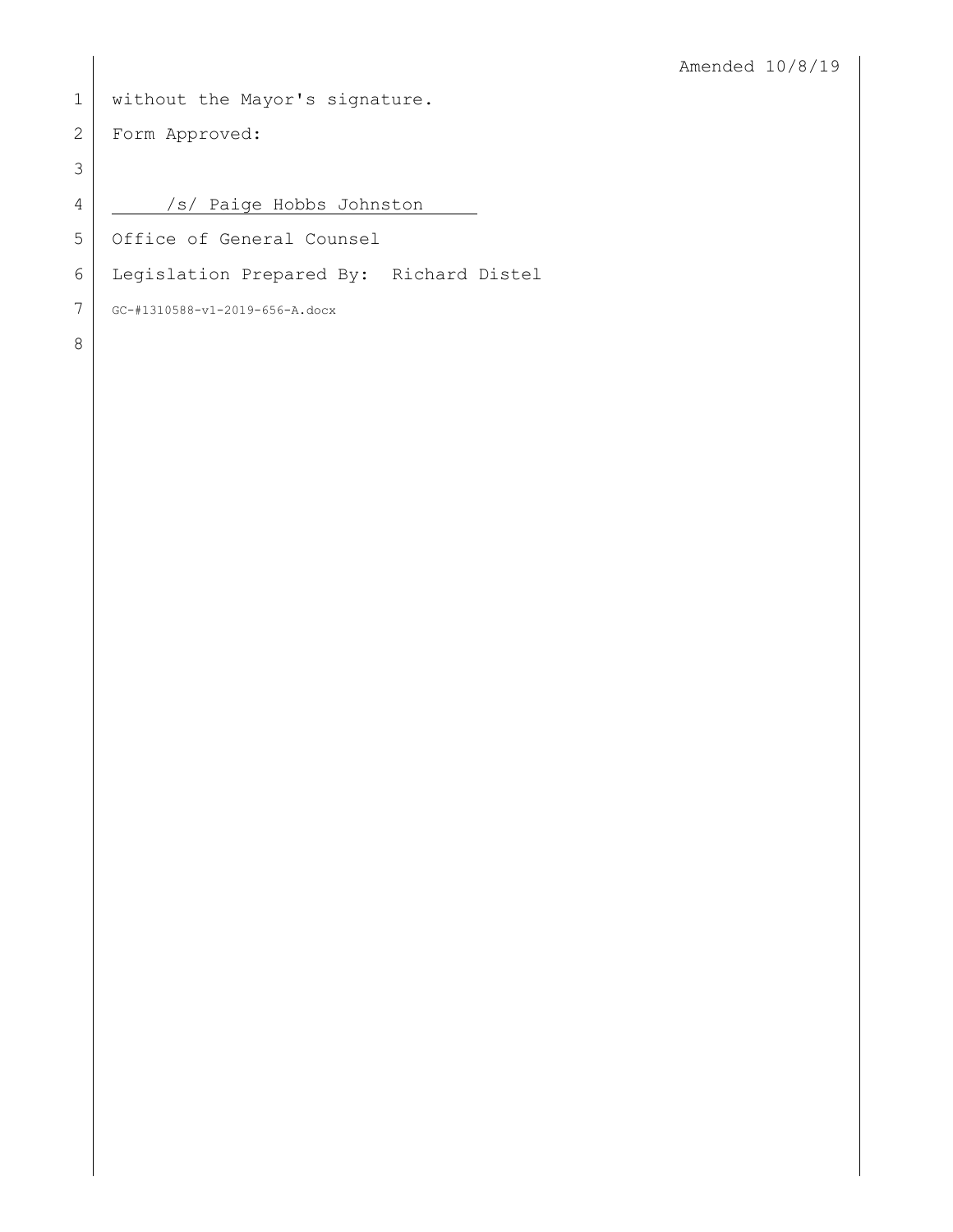Amended 10/8/19

without the Mayor's signature.

Form Approved:

/s/ Paige Hobbs Johnston

Office of General Counsel

Legislation Prepared By: Richard Distel

GC-#1310588-v1-2019-656-A.docx